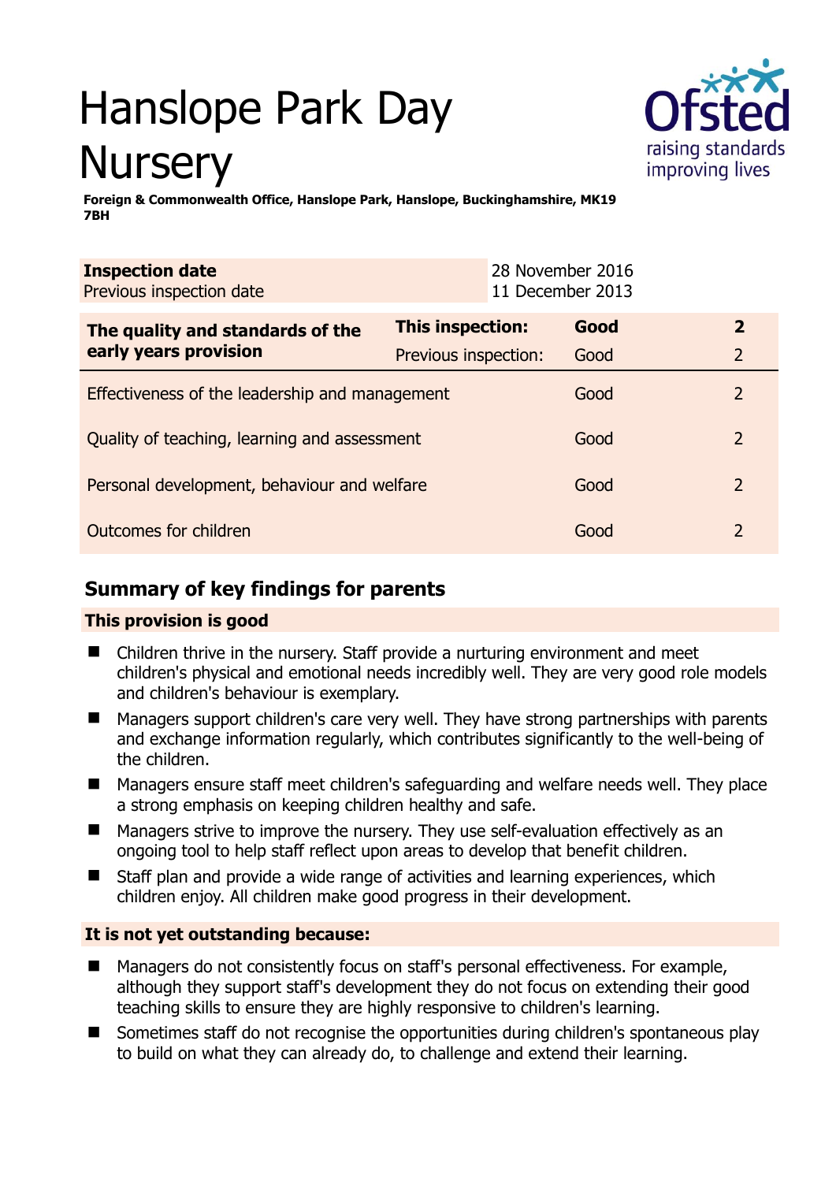# Hanslope Park Day Nursery

**Foreign & Commonwealth Office, Hanslope Park, Hanslope, Buckinghamshire, MK19 7BH**

| | |
|---|---|
| **Inspection date** | 28 November 2016 |
| Previous inspection date | 11 December 2013 |

| | | | |
|---|---|---|---|
| **The quality and standards of the early years provision** | **This inspection:** | **Good** | **2** |
| | Previous inspection: | Good | 2 |
| Effectiveness of the leadership and management | | Good | 2 |
| Quality of teaching, learning and assessment | | Good | 2 |
| Personal development, behaviour and welfare | | Good | 2 |
| Outcomes for children | | Good | 2 |

## Summary of key findings for parents

### This provision is good

- Children thrive in the nursery. Staff provide a nurturing environment and meet children's physical and emotional needs incredibly well. They are very good role models and children's behaviour is exemplary.
- Managers support children's care very well. They have strong partnerships with parents and exchange information regularly, which contributes significantly to the well-being of the children.
- Managers ensure staff meet children's safeguarding and welfare needs well. They place a strong emphasis on keeping children healthy and safe.
- Managers strive to improve the nursery. They use self-evaluation effectively as an ongoing tool to help staff reflect upon areas to develop that benefit children.
- Staff plan and provide a wide range of activities and learning experiences, which children enjoy. All children make good progress in their development.

### It is not yet outstanding because:

- Managers do not consistently focus on staff's personal effectiveness. For example, although they support staff's development they do not focus on extending their good teaching skills to ensure they are highly responsive to children's learning.
- Sometimes staff do not recognise the opportunities during children's spontaneous play to build on what they can already do, to challenge and extend their learning.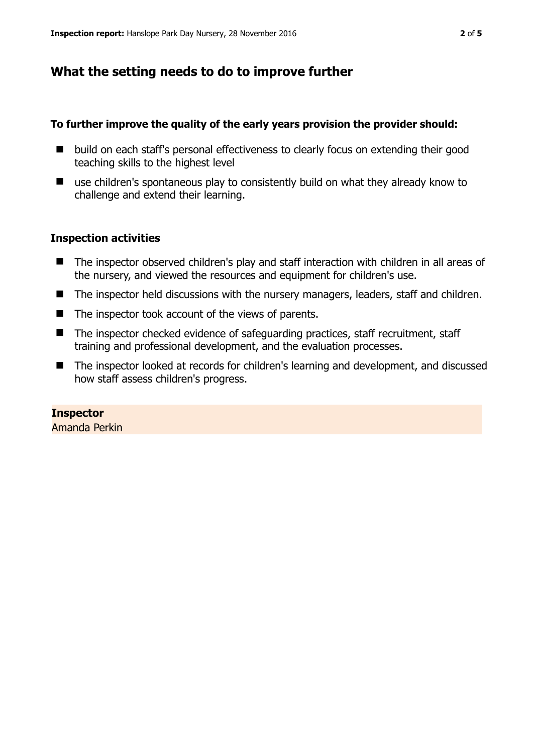## What the setting needs to do to improve further

**To further improve the quality of the early years provision the provider should:**

- build on each staff's personal effectiveness to clearly focus on extending their good teaching skills to the highest level
- use children's spontaneous play to consistently build on what they already know to challenge and extend their learning.

### Inspection activities

- The inspector observed children's play and staff interaction with children in all areas of the nursery, and viewed the resources and equipment for children's use.
- The inspector held discussions with the nursery managers, leaders, staff and children.
- The inspector took account of the views of parents.
- The inspector checked evidence of safeguarding practices, staff recruitment, staff training and professional development, and the evaluation processes.
- The inspector looked at records for children's learning and development, and discussed how staff assess children's progress.

**Inspector**
Amanda Perkin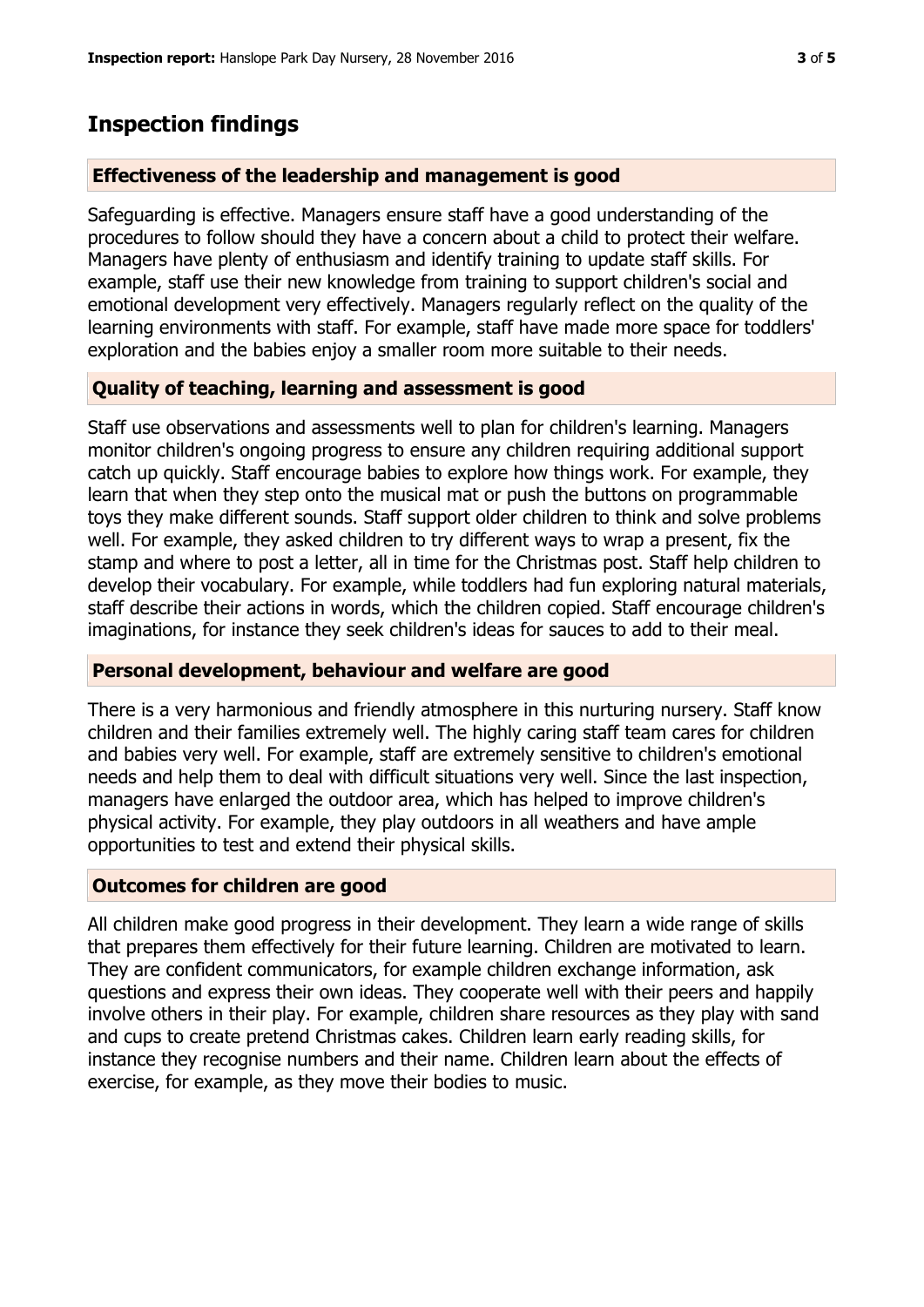## Inspection findings

### Effectiveness of the leadership and management is good

Safeguarding is effective. Managers ensure staff have a good understanding of the procedures to follow should they have a concern about a child to protect their welfare. Managers have plenty of enthusiasm and identify training to update staff skills. For example, staff use their new knowledge from training to support children's social and emotional development very effectively. Managers regularly reflect on the quality of the learning environments with staff. For example, staff have made more space for toddlers' exploration and the babies enjoy a smaller room more suitable to their needs.

### Quality of teaching, learning and assessment is good

Staff use observations and assessments well to plan for children's learning. Managers monitor children's ongoing progress to ensure any children requiring additional support catch up quickly. Staff encourage babies to explore how things work. For example, they learn that when they step onto the musical mat or push the buttons on programmable toys they make different sounds. Staff support older children to think and solve problems well. For example, they asked children to try different ways to wrap a present, fix the stamp and where to post a letter, all in time for the Christmas post. Staff help children to develop their vocabulary. For example, while toddlers had fun exploring natural materials, staff describe their actions in words, which the children copied. Staff encourage children's imaginations, for instance they seek children's ideas for sauces to add to their meal.

### Personal development, behaviour and welfare are good

There is a very harmonious and friendly atmosphere in this nurturing nursery. Staff know children and their families extremely well. The highly caring staff team cares for children and babies very well. For example, staff are extremely sensitive to children's emotional needs and help them to deal with difficult situations very well. Since the last inspection, managers have enlarged the outdoor area, which has helped to improve children's physical activity. For example, they play outdoors in all weathers and have ample opportunities to test and extend their physical skills.

### Outcomes for children are good

All children make good progress in their development. They learn a wide range of skills that prepares them effectively for their future learning. Children are motivated to learn. They are confident communicators, for example children exchange information, ask questions and express their own ideas. They cooperate well with their peers and happily involve others in their play. For example, children share resources as they play with sand and cups to create pretend Christmas cakes. Children learn early reading skills, for instance they recognise numbers and their name. Children learn about the effects of exercise, for example, as they move their bodies to music.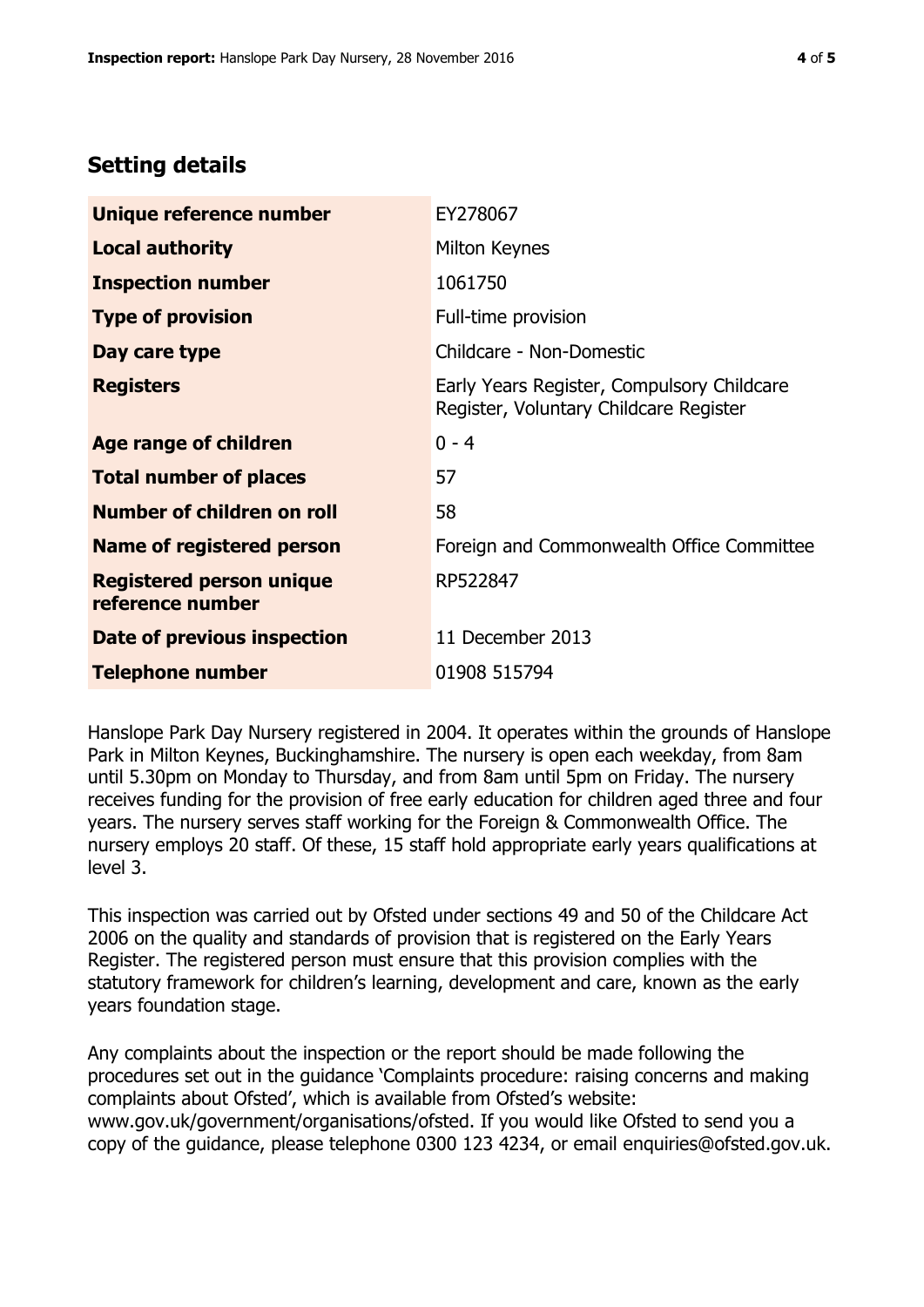## Setting details

| | |
|---|---|
| **Unique reference number** | EY278067 |
| **Local authority** | Milton Keynes |
| **Inspection number** | 1061750 |
| **Type of provision** | Full-time provision |
| **Day care type** | Childcare - Non-Domestic |
| **Registers** | Early Years Register, Compulsory Childcare Register, Voluntary Childcare Register |
| **Age range of children** | 0 - 4 |
| **Total number of places** | 57 |
| **Number of children on roll** | 58 |
| **Name of registered person** | Foreign and Commonwealth Office Committee |
| **Registered person unique reference number** | RP522847 |
| **Date of previous inspection** | 11 December 2013 |
| **Telephone number** | 01908 515794 |

Hanslope Park Day Nursery registered in 2004. It operates within the grounds of Hanslope Park in Milton Keynes, Buckinghamshire. The nursery is open each weekday, from 8am until 5.30pm on Monday to Thursday, and from 8am until 5pm on Friday. The nursery receives funding for the provision of free early education for children aged three and four years. The nursery serves staff working for the Foreign & Commonwealth Office. The nursery employs 20 staff. Of these, 15 staff hold appropriate early years qualifications at level 3.

This inspection was carried out by Ofsted under sections 49 and 50 of the Childcare Act 2006 on the quality and standards of provision that is registered on the Early Years Register. The registered person must ensure that this provision complies with the statutory framework for children's learning, development and care, known as the early years foundation stage.

Any complaints about the inspection or the report should be made following the procedures set out in the guidance 'Complaints procedure: raising concerns and making complaints about Ofsted', which is available from Ofsted's website: www.gov.uk/government/organisations/ofsted. If you would like Ofsted to send you a copy of the guidance, please telephone 0300 123 4234, or email enquiries@ofsted.gov.uk.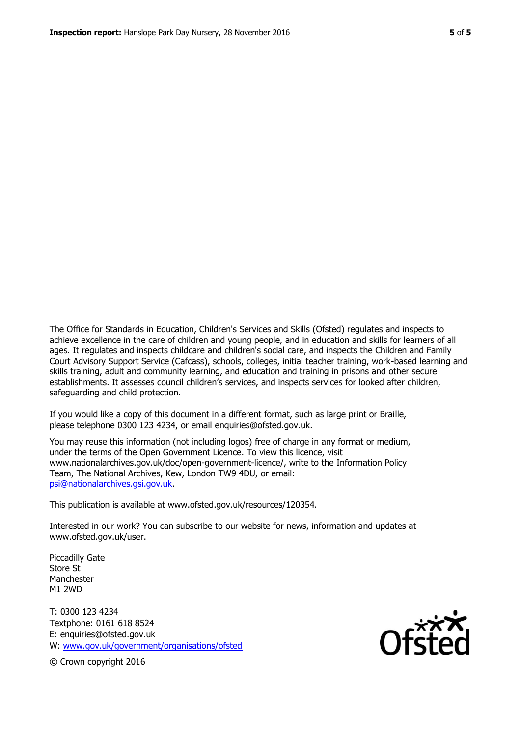The Office for Standards in Education, Children's Services and Skills (Ofsted) regulates and inspects to achieve excellence in the care of children and young people, and in education and skills for learners of all ages. It regulates and inspects childcare and children's social care, and inspects the Children and Family Court Advisory Support Service (Cafcass), schools, colleges, initial teacher training, work-based learning and skills training, adult and community learning, and education and training in prisons and other secure establishments. It assesses council children's services, and inspects services for looked after children, safeguarding and child protection.

If you would like a copy of this document in a different format, such as large print or Braille, please telephone 0300 123 4234, or email enquiries@ofsted.gov.uk.

You may reuse this information (not including logos) free of charge in any format or medium, under the terms of the Open Government Licence. To view this licence, visit www.nationalarchives.gov.uk/doc/open-government-licence/, write to the Information Policy Team, The National Archives, Kew, London TW9 4DU, or email: psi@nationalarchives.gsi.gov.uk.

This publication is available at www.ofsted.gov.uk/resources/120354.

Interested in our work? You can subscribe to our website for news, information and updates at www.ofsted.gov.uk/user.

Piccadilly Gate
Store St
Manchester
M1 2WD

T: 0300 123 4234
Textphone: 0161 618 8524
E: enquiries@ofsted.gov.uk
W: www.gov.uk/government/organisations/ofsted

© Crown copyright 2016